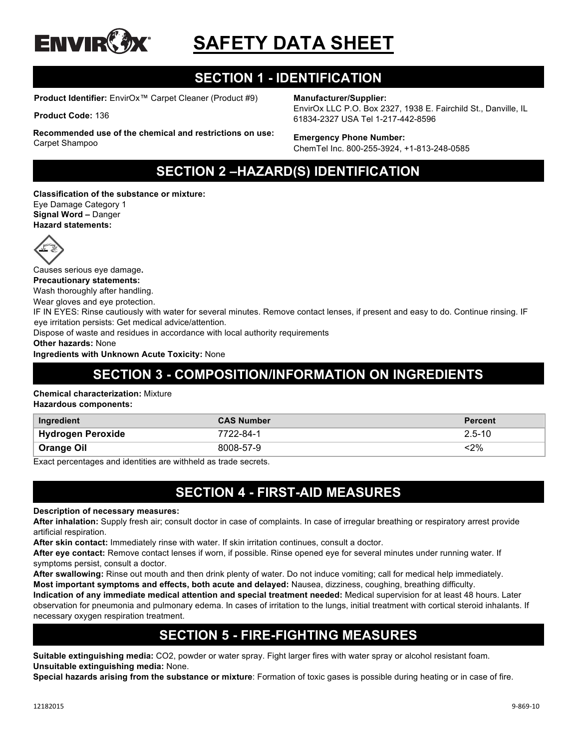# SAFETY DATA SHEET

## SECTION 1 - IDENTIFICATION

**Product Identifier:** EnvirOx™ Carpet Cleaner (Product #9)

**Product Code:** 136

**Recommended use of the chemical and restrictions on use:**
Carpet Shampoo

**Manufacturer/Supplier:**
EnvirOx LLC P.O. Box 2327, 1938 E. Fairchild St., Danville, IL 61834-2327 USA Tel 1-217-442-8596

**Emergency Phone Number:**
ChemTel Inc. 800-255-3924, +1-813-248-0585

## SECTION 2 –HAZARD(S) IDENTIFICATION

**Classification of the substance or mixture:**
Eye Damage Category 1
**Signal Word –** Danger
**Hazard statements:**

Causes serious eye damage**.**
**Precautionary statements:**
Wash thoroughly after handling.
Wear gloves and eye protection.
IF IN EYES: Rinse cautiously with water for several minutes. Remove contact lenses, if present and easy to do. Continue rinsing. IF eye irritation persists: Get medical advice/attention.
Dispose of waste and residues in accordance with local authority requirements
**Other hazards:** None
**Ingredients with Unknown Acute Toxicity:** None

## SECTION 3 - COMPOSITION/INFORMATION ON INGREDIENTS

**Chemical characterization:** Mixture
**Hazardous components:**

| Ingredient | CAS Number | Percent |
|---|---|---|
| **Hydrogen Peroxide** | 7722-84-1 | 2.5-10 |
| **Orange Oil** | 8008-57-9 | <2% |

Exact percentages and identities are withheld as trade secrets.

## SECTION 4 - FIRST-AID MEASURES

**Description of necessary measures:**
**After inhalation:** Supply fresh air; consult doctor in case of complaints. In case of irregular breathing or respiratory arrest provide artificial respiration.
**After skin contact:** Immediately rinse with water. If skin irritation continues, consult a doctor.
**After eye contact:** Remove contact lenses if worn, if possible. Rinse opened eye for several minutes under running water. If symptoms persist, consult a doctor.
**After swallowing:** Rinse out mouth and then drink plenty of water. Do not induce vomiting; call for medical help immediately.
**Most important symptoms and effects, both acute and delayed:** Nausea, dizziness, coughing, breathing difficulty.
**Indication of any immediate medical attention and special treatment needed:** Medical supervision for at least 48 hours. Later observation for pneumonia and pulmonary edema. In cases of irritation to the lungs, initial treatment with cortical steroid inhalants. If necessary oxygen respiration treatment.

## SECTION 5 - FIRE-FIGHTING MEASURES

**Suitable extinguishing media:** CO2, powder or water spray. Fight larger fires with water spray or alcohol resistant foam.
**Unsuitable extinguishing media:** None.
**Special hazards arising from the substance or mixture**: Formation of toxic gases is possible during heating or in case of fire.

12182015 9-869-10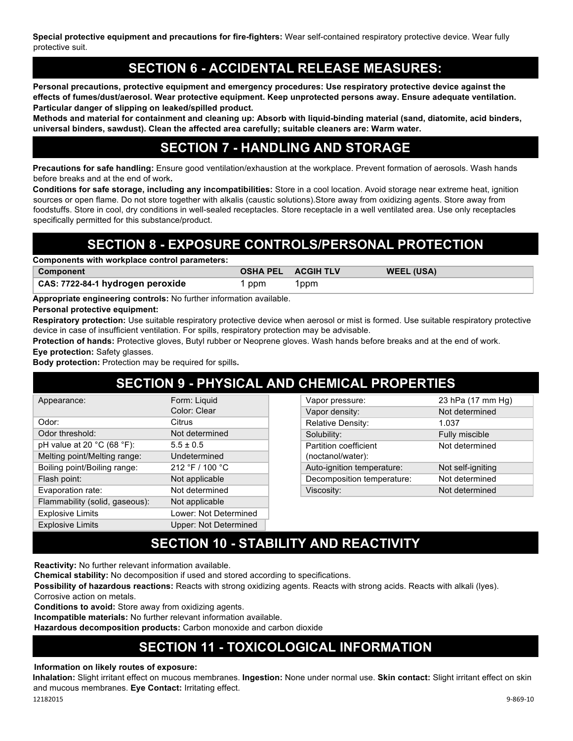**Special protective equipment and precautions for fire-fighters:** Wear self-contained respiratory protective device. Wear fully protective suit.

## SECTION 6 - ACCIDENTAL RELEASE MEASURES:

**Personal precautions, protective equipment and emergency procedures: Use respiratory protective device against the effects of fumes/dust/aerosol. Wear protective equipment. Keep unprotected persons away. Ensure adequate ventilation. Particular danger of slipping on leaked/spilled product.**

**Methods and material for containment and cleaning up: Absorb with liquid-binding material (sand, diatomite, acid binders, universal binders, sawdust). Clean the affected area carefully; suitable cleaners are: Warm water.**

## SECTION 7 - HANDLING AND STORAGE

**Precautions for safe handling:** Ensure good ventilation/exhaustion at the workplace. Prevent formation of aerosols. Wash hands before breaks and at the end of work**.**

**Conditions for safe storage, including any incompatibilities:** Store in a cool location. Avoid storage near extreme heat, ignition sources or open flame. Do not store together with alkalis (caustic solutions).Store away from oxidizing agents. Store away from foodstuffs. Store in cool, dry conditions in well-sealed receptacles. Store receptacle in a well ventilated area. Use only receptacles specifically permitted for this substance/product.

## SECTION 8 - EXPOSURE CONTROLS/PERSONAL PROTECTION

**Components with workplace control parameters:**

| Component | OSHA PEL | ACGIH TLV | WEEL (USA) |
|---|---|---|---|
| **CAS: 7722-84-1 hydrogen peroxide** | 1 ppm | 1ppm | |

**Appropriate engineering controls:** No further information available.

**Personal protective equipment:**

**Respiratory protection:** Use suitable respiratory protective device when aerosol or mist is formed. Use suitable respiratory protective device in case of insufficient ventilation. For spills, respiratory protection may be advisable.

**Protection of hands:** Protective gloves, Butyl rubber or Neoprene gloves. Wash hands before breaks and at the end of work.

**Eye protection:** Safety glasses.

**Body protection:** Protection may be required for spills**.**

## SECTION 9 - PHYSICAL AND CHEMICAL PROPERTIES

| | |
|---|---|
| Appearance: | Form: Liquid<br>Color: Clear |
| Odor: | Citrus |
| Odor threshold: | Not determined |
| pH value at 20 °C (68 °F): | 5.5 ± 0.5 |
| Melting point/Melting range: | Undetermined |
| Boiling point/Boiling range: | 212 °F / 100 °C |
| Flash point: | Not applicable |
| Evaporation rate: | Not determined |
| Flammability (solid, gaseous): | Not applicable |
| Explosive Limits | Lower: Not Determined |
| Explosive Limits | Upper: Not Determined |

| | |
|---|---|
| Vapor pressure: | 23 hPa (17 mm Hg) |
| Vapor density: | Not determined |
| Relative Density: | 1.037 |
| Solubility: | Fully miscible |
| Partition coefficient (noctanol/water): | Not determined |
| Auto-ignition temperature: | Not self-igniting |
| Decomposition temperature: | Not determined |
| Viscosity: | Not determined |

## SECTION 10 - STABILITY AND REACTIVITY

**Reactivity:** No further relevant information available.

**Chemical stability:** No decomposition if used and stored according to specifications.

**Possibility of hazardous reactions:** Reacts with strong oxidizing agents. Reacts with strong acids. Reacts with alkali (lyes). Corrosive action on metals.

**Conditions to avoid:** Store away from oxidizing agents.

**Incompatible materials:** No further relevant information available.

**Hazardous decomposition products:** Carbon monoxide and carbon dioxide

## SECTION 11 - TOXICOLOGICAL INFORMATION

**Information on likely routes of exposure:**

**Inhalation:** Slight irritant effect on mucous membranes. **Ingestion:** None under normal use. **Skin contact:** Slight irritant effect on skin and mucous membranes. **Eye Contact:** Irritating effect.

12182015 9-869-10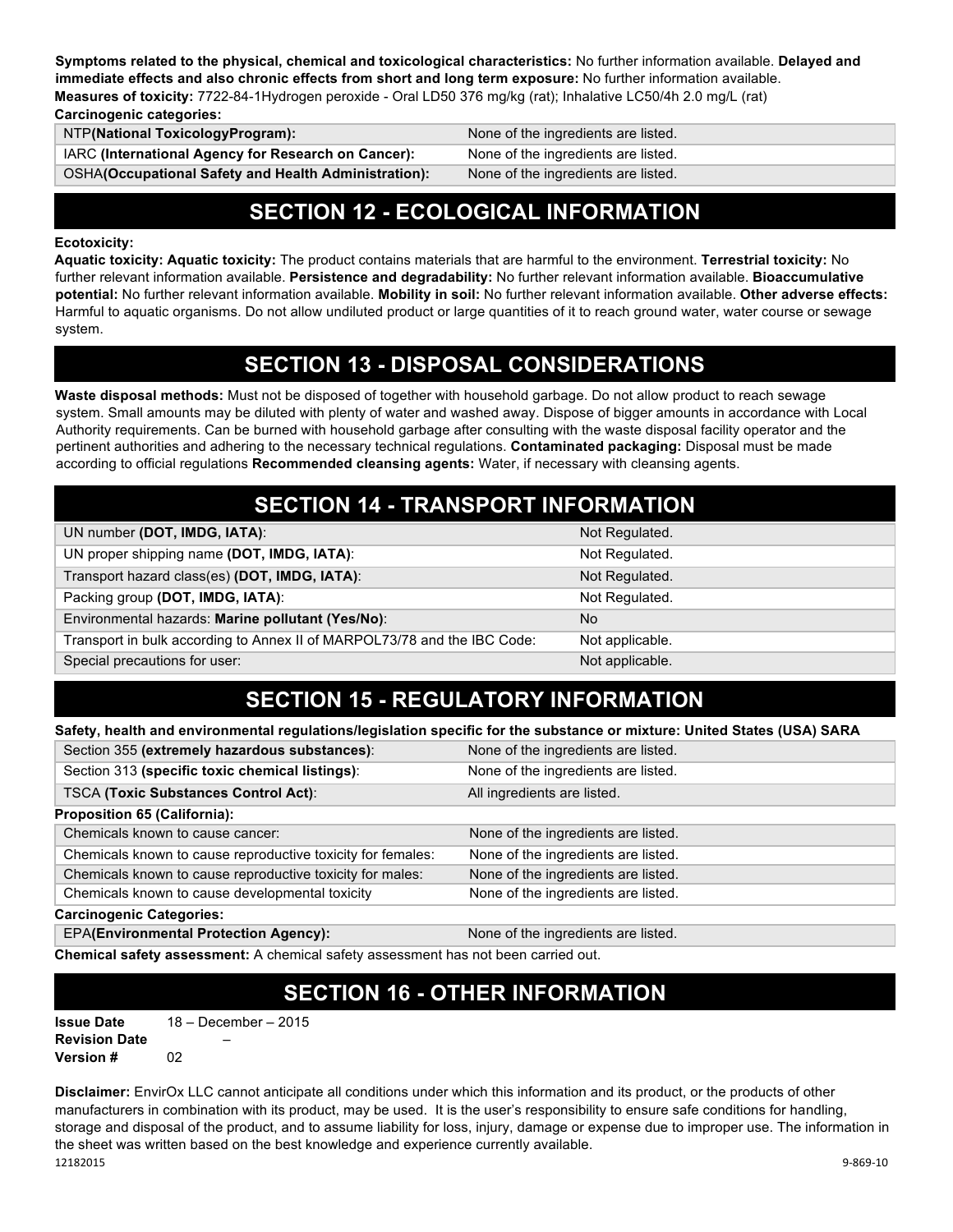**Symptoms related to the physical, chemical and toxicological characteristics:** No further information available. **Delayed and immediate effects and also chronic effects from short and long term exposure:** No further information available.
**Measures of toxicity:** 7722-84-1Hydrogen peroxide - Oral LD50 376 mg/kg (rat); Inhalative LC50/4h 2.0 mg/L (rat)
**Carcinogenic categories:**

| | |
|---|---|
| NTP**(National ToxicologyProgram):** | None of the ingredients are listed. |
| IARC **(International Agency for Research on Cancer):** | None of the ingredients are listed. |
| OSHA**(Occupational Safety and Health Administration):** | None of the ingredients are listed. |

## SECTION 12 - ECOLOGICAL INFORMATION

**Ecotoxicity:**
**Aquatic toxicity: Aquatic toxicity:** The product contains materials that are harmful to the environment. **Terrestrial toxicity:** No further relevant information available. **Persistence and degradability:** No further relevant information available. **Bioaccumulative potential:** No further relevant information available. **Mobility in soil:** No further relevant information available. **Other adverse effects:** Harmful to aquatic organisms. Do not allow undiluted product or large quantities of it to reach ground water, water course or sewage system.

## SECTION 13 - DISPOSAL CONSIDERATIONS

**Waste disposal methods:** Must not be disposed of together with household garbage. Do not allow product to reach sewage system. Small amounts may be diluted with plenty of water and washed away. Dispose of bigger amounts in accordance with Local Authority requirements. Can be burned with household garbage after consulting with the waste disposal facility operator and the pertinent authorities and adhering to the necessary technical regulations. **Contaminated packaging:** Disposal must be made according to official regulations **Recommended cleansing agents:** Water, if necessary with cleansing agents.

## SECTION 14 - TRANSPORT INFORMATION

| | |
|---|---|
| UN number **(DOT, IMDG, IATA)**: | Not Regulated. |
| UN proper shipping name **(DOT, IMDG, IATA)**: | Not Regulated. |
| Transport hazard class(es) **(DOT, IMDG, IATA)**: | Not Regulated. |
| Packing group **(DOT, IMDG, IATA)**: | Not Regulated. |
| Environmental hazards: **Marine pollutant (Yes/No)**: | No |
| Transport in bulk according to Annex II of MARPOL73/78 and the IBC Code: | Not applicable. |
| Special precautions for user: | Not applicable. |

## SECTION 15 - REGULATORY INFORMATION

**Safety, health and environmental regulations/legislation specific for the substance or mixture: United States (USA) SARA**

| | |
|---|---|
| Section 355 **(extremely hazardous substances)**: | None of the ingredients are listed. |
| Section 313 **(specific toxic chemical listings)**: | None of the ingredients are listed. |
| TSCA **(Toxic Substances Control Act)**: | All ingredients are listed. |

**Proposition 65 (California):**

| | |
|---|---|
| Chemicals known to cause cancer: | None of the ingredients are listed. |
| Chemicals known to cause reproductive toxicity for females: | None of the ingredients are listed. |
| Chemicals known to cause reproductive toxicity for males: | None of the ingredients are listed. |
| Chemicals known to cause developmental toxicity | None of the ingredients are listed. |

**Carcinogenic Categories:**

| | |
|---|---|
| EPA**(Environmental Protection Agency):** | None of the ingredients are listed. |

**Chemical safety assessment:** A chemical safety assessment has not been carried out.

## SECTION 16 - OTHER INFORMATION

**Issue Date** 18 – December – 2015
**Revision Date** –
**Version #** 02

**Disclaimer:** EnvirOx LLC cannot anticipate all conditions under which this information and its product, or the products of other manufacturers in combination with its product, may be used. It is the user's responsibility to ensure safe conditions for handling, storage and disposal of the product, and to assume liability for loss, injury, damage or expense due to improper use. The information in the sheet was written based on the best knowledge and experience currently available.

12182015 9-869-10